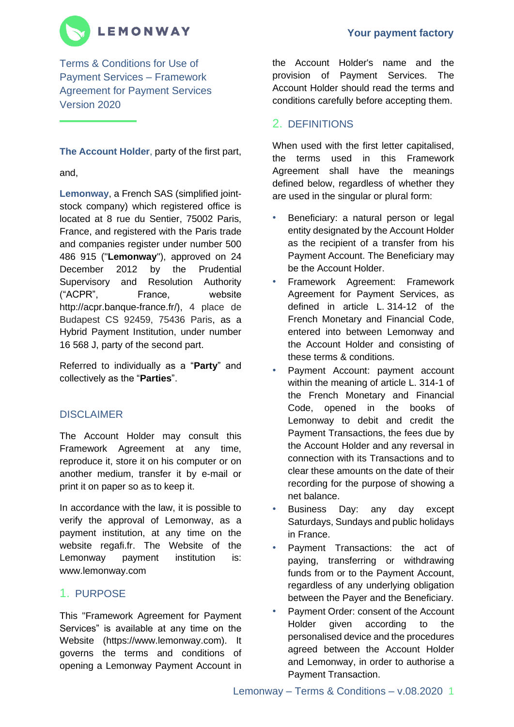# Terms & Conditions for Use of Payment Services – Framework Agreement for Payment Services Version 2020

**The Account Holder**, party of the first part,

and,

**Lemonway**, a French SAS (simplified joint-stock company) which registered office is located at 8 rue du Sentier, 75002 Paris, France, and registered with the Paris trade and companies register under number 500 486 915 ("**Lemonway**"), approved on 24 December 2012 by the Prudential Supervisory and Resolution Authority ("ACPR", France, website http://acpr.banque-france.fr/), 4 place de Budapest CS 92459, 75436 Paris, as a Hybrid Payment Institution, under number 16 568 J, party of the second part.

Referred to individually as a "**Party**" and collectively as the "**Parties**".

## DISCLAIMER

The Account Holder may consult this Framework Agreement at any time, reproduce it, store it on his computer or on another medium, transfer it by e-mail or print it on paper so as to keep it.

In accordance with the law, it is possible to verify the approval of Lemonway, as a payment institution, at any time on the website regafi.fr. The Website of the Lemonway payment institution is: www.lemonway.com

## 1. PURPOSE

This "Framework Agreement for Payment Services" is available at any time on the Website (https://www.lemonway.com). It governs the terms and conditions of opening a Lemonway Payment Account in the Account Holder's name and the provision of Payment Services. The Account Holder should read the terms and conditions carefully before accepting them.

## 2. DEFINITIONS

When used with the first letter capitalised, the terms used in this Framework Agreement shall have the meanings defined below, regardless of whether they are used in the singular or plural form:

- Beneficiary: a natural person or legal entity designated by the Account Holder as the recipient of a transfer from his Payment Account. The Beneficiary may be the Account Holder.
- Framework Agreement: Framework Agreement for Payment Services, as defined in article L. 314-12 of the French Monetary and Financial Code, entered into between Lemonway and the Account Holder and consisting of these terms & conditions.
- Payment Account: payment account within the meaning of article L. 314-1 of the French Monetary and Financial Code, opened in the books of Lemonway to debit and credit the Payment Transactions, the fees due by the Account Holder and any reversal in connection with its Transactions and to clear these amounts on the date of their recording for the purpose of showing a net balance.
- Business Day: any day except Saturdays, Sundays and public holidays in France.
- Payment Transactions: the act of paying, transferring or withdrawing funds from or to the Payment Account, regardless of any underlying obligation between the Payer and the Beneficiary.
- Payment Order: consent of the Account Holder given according to the personalised device and the procedures agreed between the Account Holder and Lemonway, in order to authorise a Payment Transaction.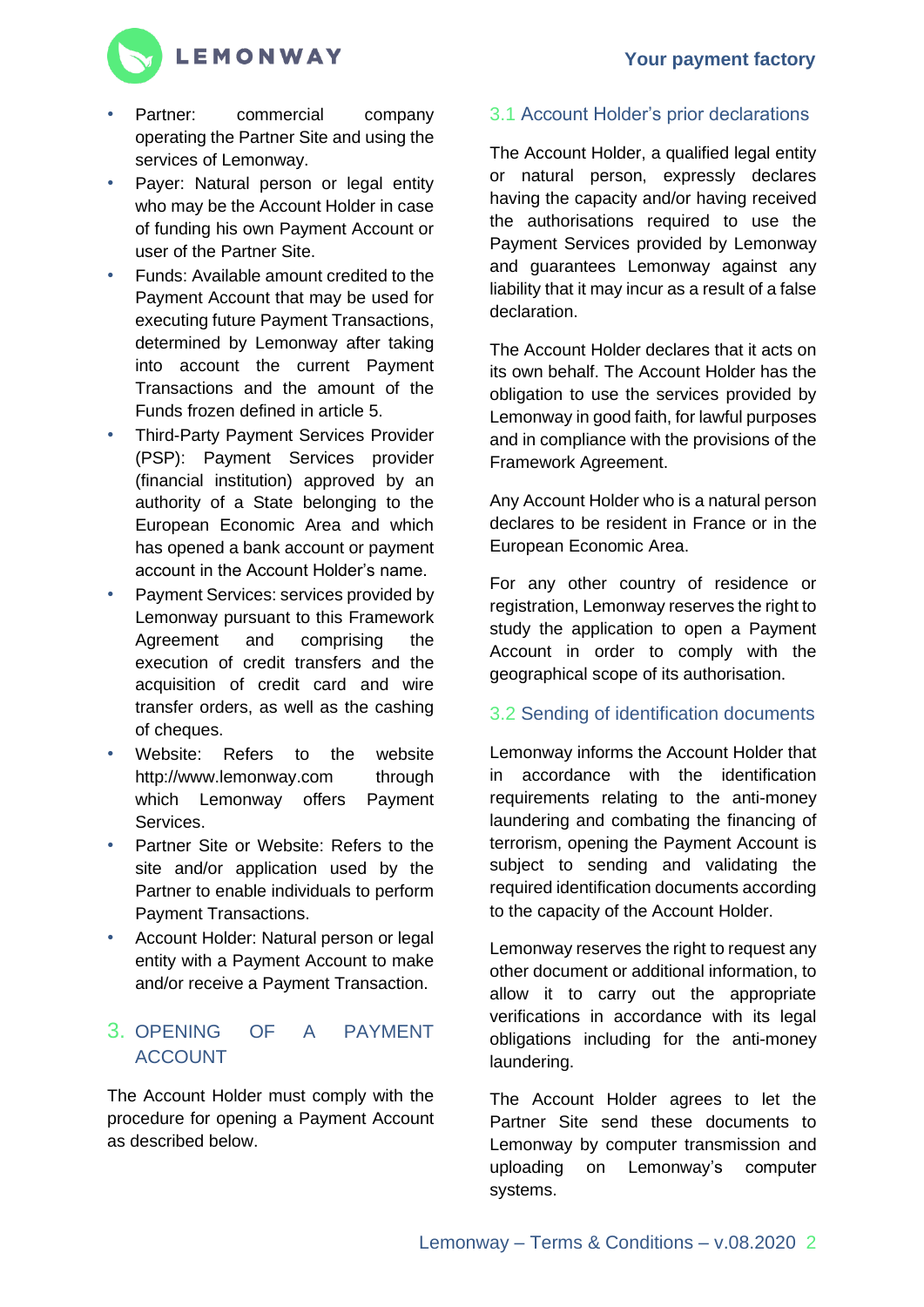- Partner: commercial company operating the Partner Site and using the services of Lemonway.
- Payer: Natural person or legal entity who may be the Account Holder in case of funding his own Payment Account or user of the Partner Site.
- Funds: Available amount credited to the Payment Account that may be used for executing future Payment Transactions, determined by Lemonway after taking into account the current Payment Transactions and the amount of the Funds frozen defined in article 5.
- Third-Party Payment Services Provider (PSP): Payment Services provider (financial institution) approved by an authority of a State belonging to the European Economic Area and which has opened a bank account or payment account in the Account Holder's name.
- Payment Services: services provided by Lemonway pursuant to this Framework Agreement and comprising the execution of credit transfers and the acquisition of credit card and wire transfer orders, as well as the cashing of cheques.
- Website: Refers to the website http://www.lemonway.com through which Lemonway offers Payment Services.
- Partner Site or Website: Refers to the site and/or application used by the Partner to enable individuals to perform Payment Transactions.
- Account Holder: Natural person or legal entity with a Payment Account to make and/or receive a Payment Transaction.

# 3. OPENING OF A PAYMENT ACCOUNT

The Account Holder must comply with the procedure for opening a Payment Account as described below.

## 3.1 Account Holder's prior declarations

The Account Holder, a qualified legal entity or natural person, expressly declares having the capacity and/or having received the authorisations required to use the Payment Services provided by Lemonway and guarantees Lemonway against any liability that it may incur as a result of a false declaration.

The Account Holder declares that it acts on its own behalf. The Account Holder has the obligation to use the services provided by Lemonway in good faith, for lawful purposes and in compliance with the provisions of the Framework Agreement.

Any Account Holder who is a natural person declares to be resident in France or in the European Economic Area.

For any other country of residence or registration, Lemonway reserves the right to study the application to open a Payment Account in order to comply with the geographical scope of its authorisation.

## 3.2 Sending of identification documents

Lemonway informs the Account Holder that in accordance with the identification requirements relating to the anti-money laundering and combating the financing of terrorism, opening the Payment Account is subject to sending and validating the required identification documents according to the capacity of the Account Holder.

Lemonway reserves the right to request any other document or additional information, to allow it to carry out the appropriate verifications in accordance with its legal obligations including for the anti-money laundering.

The Account Holder agrees to let the Partner Site send these documents to Lemonway by computer transmission and uploading on Lemonway's computer systems.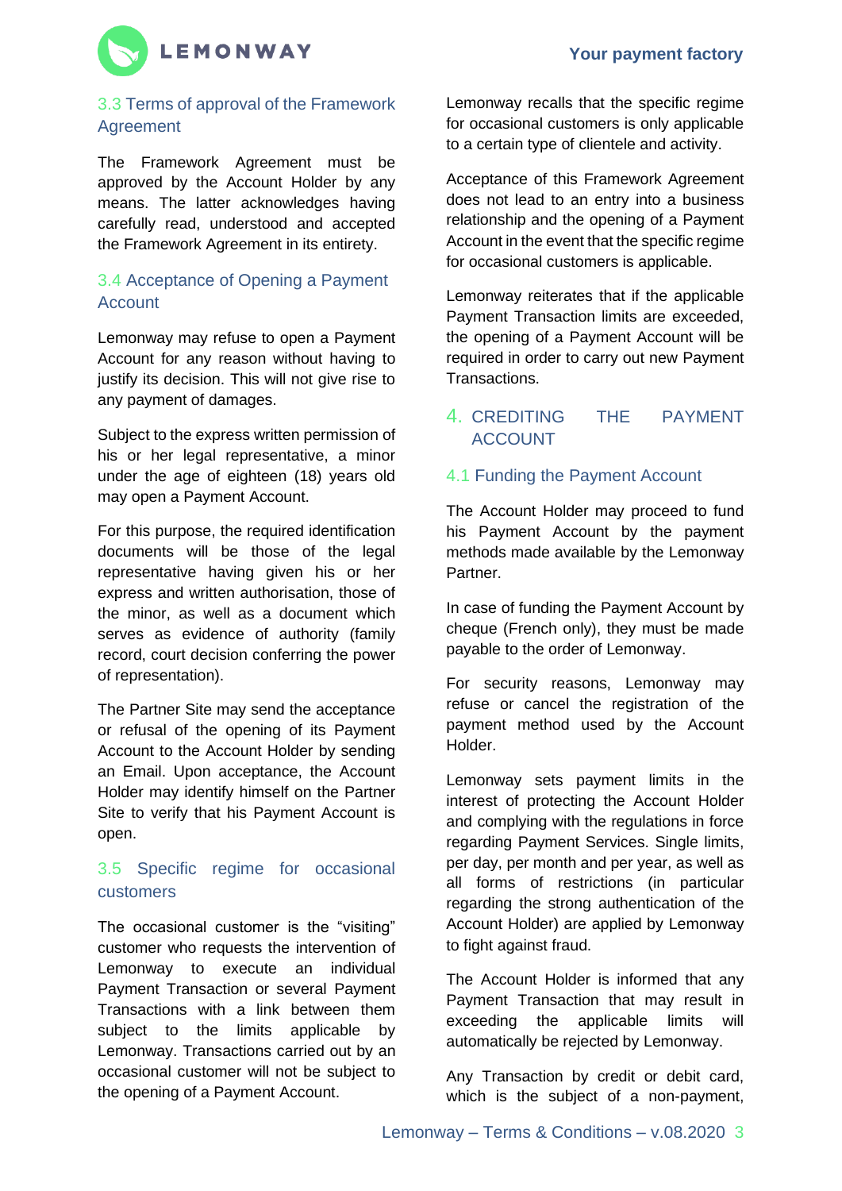### 3.3 Terms of approval of the Framework Agreement

The Framework Agreement must be approved by the Account Holder by any means. The latter acknowledges having carefully read, understood and accepted the Framework Agreement in its entirety.

### 3.4 Acceptance of Opening a Payment Account

Lemonway may refuse to open a Payment Account for any reason without having to justify its decision. This will not give rise to any payment of damages.

Subject to the express written permission of his or her legal representative, a minor under the age of eighteen (18) years old may open a Payment Account.

For this purpose, the required identification documents will be those of the legal representative having given his or her express and written authorisation, those of the minor, as well as a document which serves as evidence of authority (family record, court decision conferring the power of representation).

The Partner Site may send the acceptance or refusal of the opening of its Payment Account to the Account Holder by sending an Email. Upon acceptance, the Account Holder may identify himself on the Partner Site to verify that his Payment Account is open.

### 3.5 Specific regime for occasional customers

The occasional customer is the "visiting" customer who requests the intervention of Lemonway to execute an individual Payment Transaction or several Payment Transactions with a link between them subject to the limits applicable by Lemonway. Transactions carried out by an occasional customer will not be subject to the opening of a Payment Account.

Lemonway recalls that the specific regime for occasional customers is only applicable to a certain type of clientele and activity.

Acceptance of this Framework Agreement does not lead to an entry into a business relationship and the opening of a Payment Account in the event that the specific regime for occasional customers is applicable.

Lemonway reiterates that if the applicable Payment Transaction limits are exceeded, the opening of a Payment Account will be required in order to carry out new Payment Transactions.

## 4. CREDITING THE PAYMENT ACCOUNT

### 4.1 Funding the Payment Account

The Account Holder may proceed to fund his Payment Account by the payment methods made available by the Lemonway Partner.

In case of funding the Payment Account by cheque (French only), they must be made payable to the order of Lemonway.

For security reasons, Lemonway may refuse or cancel the registration of the payment method used by the Account Holder.

Lemonway sets payment limits in the interest of protecting the Account Holder and complying with the regulations in force regarding Payment Services. Single limits, per day, per month and per year, as well as all forms of restrictions (in particular regarding the strong authentication of the Account Holder) are applied by Lemonway to fight against fraud.

The Account Holder is informed that any Payment Transaction that may result in exceeding the applicable limits will automatically be rejected by Lemonway.

Any Transaction by credit or debit card, which is the subject of a non-payment,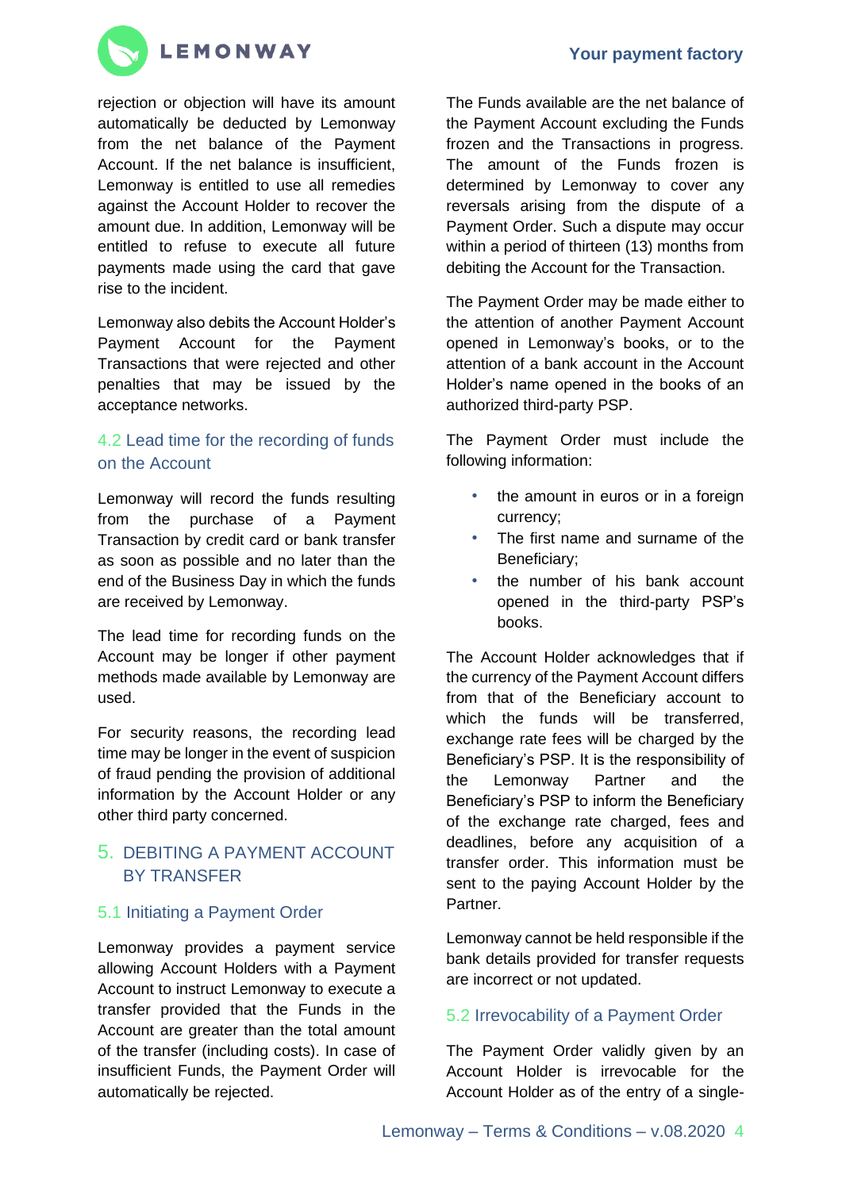rejection or objection will have its amount automatically be deducted by Lemonway from the net balance of the Payment Account. If the net balance is insufficient, Lemonway is entitled to use all remedies against the Account Holder to recover the amount due. In addition, Lemonway will be entitled to refuse to execute all future payments made using the card that gave rise to the incident.

Lemonway also debits the Account Holder's Payment Account for the Payment Transactions that were rejected and other penalties that may be issued by the acceptance networks.

### 4.2 Lead time for the recording of funds on the Account

Lemonway will record the funds resulting from the purchase of a Payment Transaction by credit card or bank transfer as soon as possible and no later than the end of the Business Day in which the funds are received by Lemonway.

The lead time for recording funds on the Account may be longer if other payment methods made available by Lemonway are used.

For security reasons, the recording lead time may be longer in the event of suspicion of fraud pending the provision of additional information by the Account Holder or any other third party concerned.

## 5. DEBITING A PAYMENT ACCOUNT BY TRANSFER

### 5.1 Initiating a Payment Order

Lemonway provides a payment service allowing Account Holders with a Payment Account to instruct Lemonway to execute a transfer provided that the Funds in the Account are greater than the total amount of the transfer (including costs). In case of insufficient Funds, the Payment Order will automatically be rejected.

The Funds available are the net balance of the Payment Account excluding the Funds frozen and the Transactions in progress. The amount of the Funds frozen is determined by Lemonway to cover any reversals arising from the dispute of a Payment Order. Such a dispute may occur within a period of thirteen (13) months from debiting the Account for the Transaction.

The Payment Order may be made either to the attention of another Payment Account opened in Lemonway's books, or to the attention of a bank account in the Account Holder's name opened in the books of an authorized third-party PSP.

The Payment Order must include the following information:

- the amount in euros or in a foreign currency;
- The first name and surname of the Beneficiary;
- the number of his bank account opened in the third-party PSP's books.

The Account Holder acknowledges that if the currency of the Payment Account differs from that of the Beneficiary account to which the funds will be transferred, exchange rate fees will be charged by the Beneficiary's PSP. It is the responsibility of the Lemonway Partner and the Beneficiary's PSP to inform the Beneficiary of the exchange rate charged, fees and deadlines, before any acquisition of a transfer order. This information must be sent to the paying Account Holder by the Partner.

Lemonway cannot be held responsible if the bank details provided for transfer requests are incorrect or not updated.

### 5.2 Irrevocability of a Payment Order

The Payment Order validly given by an Account Holder is irrevocable for the Account Holder as of the entry of a single-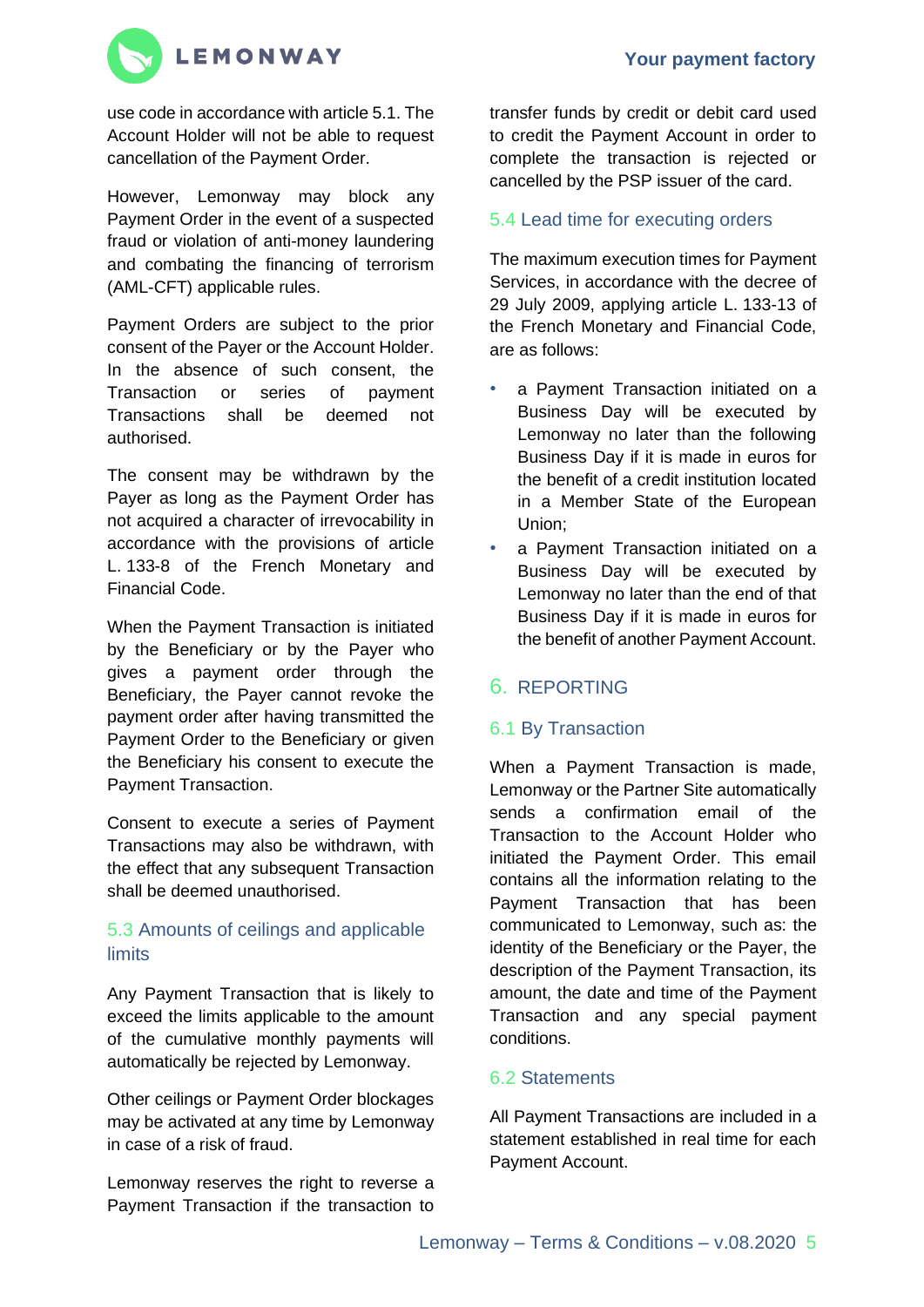use code in accordance with article 5.1. The Account Holder will not be able to request cancellation of the Payment Order.

However, Lemonway may block any Payment Order in the event of a suspected fraud or violation of anti-money laundering and combating the financing of terrorism (AML-CFT) applicable rules.

Payment Orders are subject to the prior consent of the Payer or the Account Holder. In the absence of such consent, the Transaction or series of payment Transactions shall be deemed not authorised.

The consent may be withdrawn by the Payer as long as the Payment Order has not acquired a character of irrevocability in accordance with the provisions of article L. 133-8 of the French Monetary and Financial Code.

When the Payment Transaction is initiated by the Beneficiary or by the Payer who gives a payment order through the Beneficiary, the Payer cannot revoke the payment order after having transmitted the Payment Order to the Beneficiary or given the Beneficiary his consent to execute the Payment Transaction.

Consent to execute a series of Payment Transactions may also be withdrawn, with the effect that any subsequent Transaction shall be deemed unauthorised.

### 5.3 Amounts of ceilings and applicable limits

Any Payment Transaction that is likely to exceed the limits applicable to the amount of the cumulative monthly payments will automatically be rejected by Lemonway.

Other ceilings or Payment Order blockages may be activated at any time by Lemonway in case of a risk of fraud.

Lemonway reserves the right to reverse a Payment Transaction if the transaction to transfer funds by credit or debit card used to credit the Payment Account in order to complete the transaction is rejected or cancelled by the PSP issuer of the card.

### 5.4 Lead time for executing orders

The maximum execution times for Payment Services, in accordance with the decree of 29 July 2009, applying article L. 133-13 of the French Monetary and Financial Code, are as follows:

- a Payment Transaction initiated on a Business Day will be executed by Lemonway no later than the following Business Day if it is made in euros for the benefit of a credit institution located in a Member State of the European Union;
- a Payment Transaction initiated on a Business Day will be executed by Lemonway no later than the end of that Business Day if it is made in euros for the benefit of another Payment Account.

## 6. REPORTING

### 6.1 By Transaction

When a Payment Transaction is made, Lemonway or the Partner Site automatically sends a confirmation email of the Transaction to the Account Holder who initiated the Payment Order. This email contains all the information relating to the Payment Transaction that has been communicated to Lemonway, such as: the identity of the Beneficiary or the Payer, the description of the Payment Transaction, its amount, the date and time of the Payment Transaction and any special payment conditions.

### 6.2 Statements

All Payment Transactions are included in a statement established in real time for each Payment Account.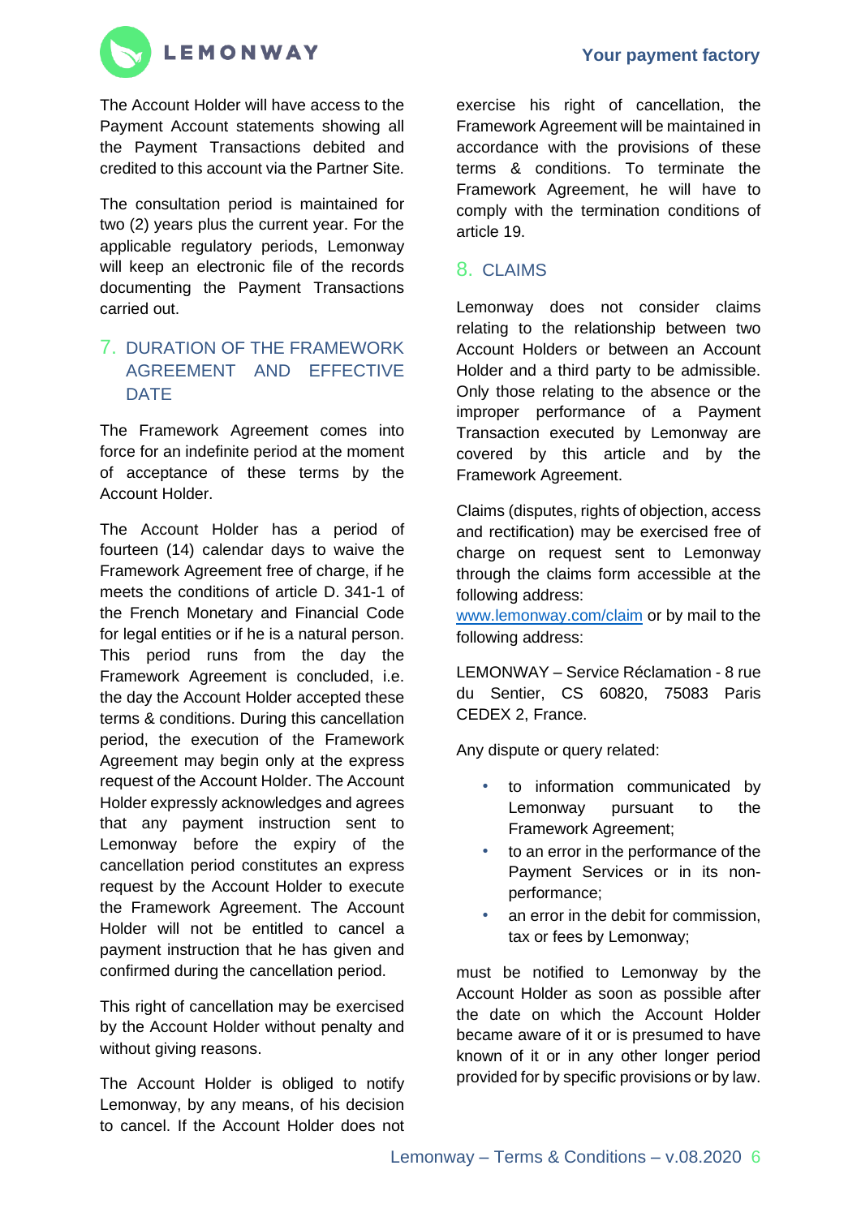The Account Holder will have access to the Payment Account statements showing all the Payment Transactions debited and credited to this account via the Partner Site.

The consultation period is maintained for two (2) years plus the current year. For the applicable regulatory periods, Lemonway will keep an electronic file of the records documenting the Payment Transactions carried out.

## 7. DURATION OF THE FRAMEWORK AGREEMENT AND EFFECTIVE DATE

The Framework Agreement comes into force for an indefinite period at the moment of acceptance of these terms by the Account Holder.

The Account Holder has a period of fourteen (14) calendar days to waive the Framework Agreement free of charge, if he meets the conditions of article D. 341-1 of the French Monetary and Financial Code for legal entities or if he is a natural person. This period runs from the day the Framework Agreement is concluded, i.e. the day the Account Holder accepted these terms & conditions. During this cancellation period, the execution of the Framework Agreement may begin only at the express request of the Account Holder. The Account Holder expressly acknowledges and agrees that any payment instruction sent to Lemonway before the expiry of the cancellation period constitutes an express request by the Account Holder to execute the Framework Agreement. The Account Holder will not be entitled to cancel a payment instruction that he has given and confirmed during the cancellation period.

This right of cancellation may be exercised by the Account Holder without penalty and without giving reasons.

The Account Holder is obliged to notify Lemonway, by any means, of his decision to cancel. If the Account Holder does not exercise his right of cancellation, the Framework Agreement will be maintained in accordance with the provisions of these terms & conditions. To terminate the Framework Agreement, he will have to comply with the termination conditions of article 19.

## 8. CLAIMS

Lemonway does not consider claims relating to the relationship between two Account Holders or between an Account Holder and a third party to be admissible. Only those relating to the absence or the improper performance of a Payment Transaction executed by Lemonway are covered by this article and by the Framework Agreement.

Claims (disputes, rights of objection, access and rectification) may be exercised free of charge on request sent to Lemonway through the claims form accessible at the following address:
[www.lemonway.com/claim](www.lemonway.com/claim) or by mail to the following address:

LEMONWAY – Service Réclamation - 8 rue du Sentier, CS 60820, 75083 Paris CEDEX 2, France.

Any dispute or query related:

- to information communicated by Lemonway pursuant to the Framework Agreement;
- to an error in the performance of the Payment Services or in its non-performance;
- an error in the debit for commission, tax or fees by Lemonway;

must be notified to Lemonway by the Account Holder as soon as possible after the date on which the Account Holder became aware of it or is presumed to have known of it or in any other longer period provided for by specific provisions or by law.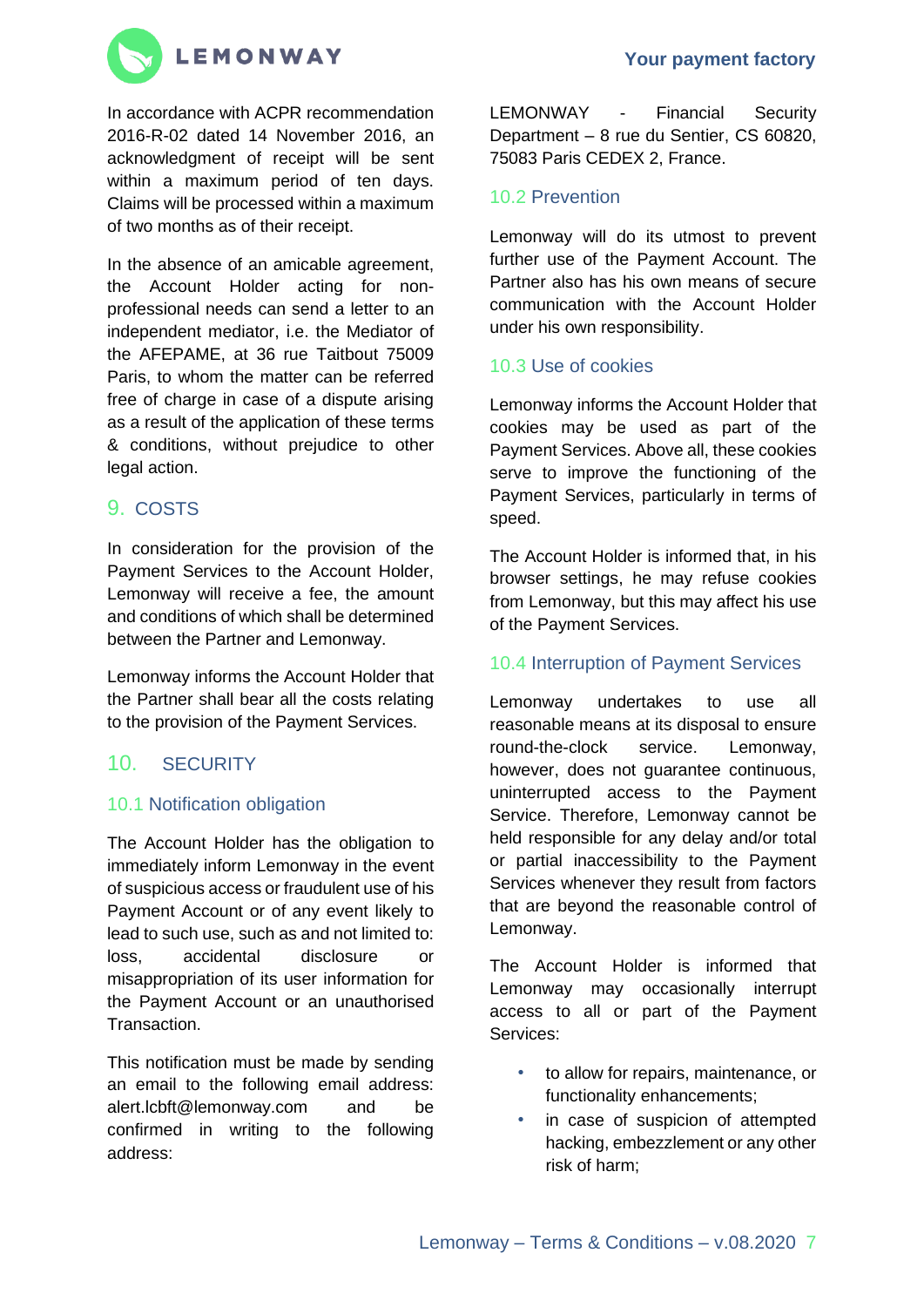In accordance with ACPR recommendation 2016-R-02 dated 14 November 2016, an acknowledgment of receipt will be sent within a maximum period of ten days. Claims will be processed within a maximum of two months as of their receipt.

In the absence of an amicable agreement, the Account Holder acting for non-professional needs can send a letter to an independent mediator, i.e. the Mediator of the AFEPAME, at 36 rue Taitbout 75009 Paris, to whom the matter can be referred free of charge in case of a dispute arising as a result of the application of these terms & conditions, without prejudice to other legal action.

## 9. COSTS

In consideration for the provision of the Payment Services to the Account Holder, Lemonway will receive a fee, the amount and conditions of which shall be determined between the Partner and Lemonway.

Lemonway informs the Account Holder that the Partner shall bear all the costs relating to the provision of the Payment Services.

## 10. SECURITY

### 10.1 Notification obligation

The Account Holder has the obligation to immediately inform Lemonway in the event of suspicious access or fraudulent use of his Payment Account or of any event likely to lead to such use, such as and not limited to: loss, accidental disclosure or misappropriation of its user information for the Payment Account or an unauthorised Transaction.

This notification must be made by sending an email to the following email address: alert.lcbft@lemonway.com and be confirmed in writing to the following address:

LEMONWAY - Financial Security Department – 8 rue du Sentier, CS 60820, 75083 Paris CEDEX 2, France.

### 10.2 Prevention

Lemonway will do its utmost to prevent further use of the Payment Account. The Partner also has his own means of secure communication with the Account Holder under his own responsibility.

### 10.3 Use of cookies

Lemonway informs the Account Holder that cookies may be used as part of the Payment Services. Above all, these cookies serve to improve the functioning of the Payment Services, particularly in terms of speed.

The Account Holder is informed that, in his browser settings, he may refuse cookies from Lemonway, but this may affect his use of the Payment Services.

### 10.4 Interruption of Payment Services

Lemonway undertakes to use all reasonable means at its disposal to ensure round-the-clock service. Lemonway, however, does not guarantee continuous, uninterrupted access to the Payment Service. Therefore, Lemonway cannot be held responsible for any delay and/or total or partial inaccessibility to the Payment Services whenever they result from factors that are beyond the reasonable control of Lemonway.

The Account Holder is informed that Lemonway may occasionally interrupt access to all or part of the Payment Services:

- to allow for repairs, maintenance, or functionality enhancements;
- in case of suspicion of attempted hacking, embezzlement or any other risk of harm;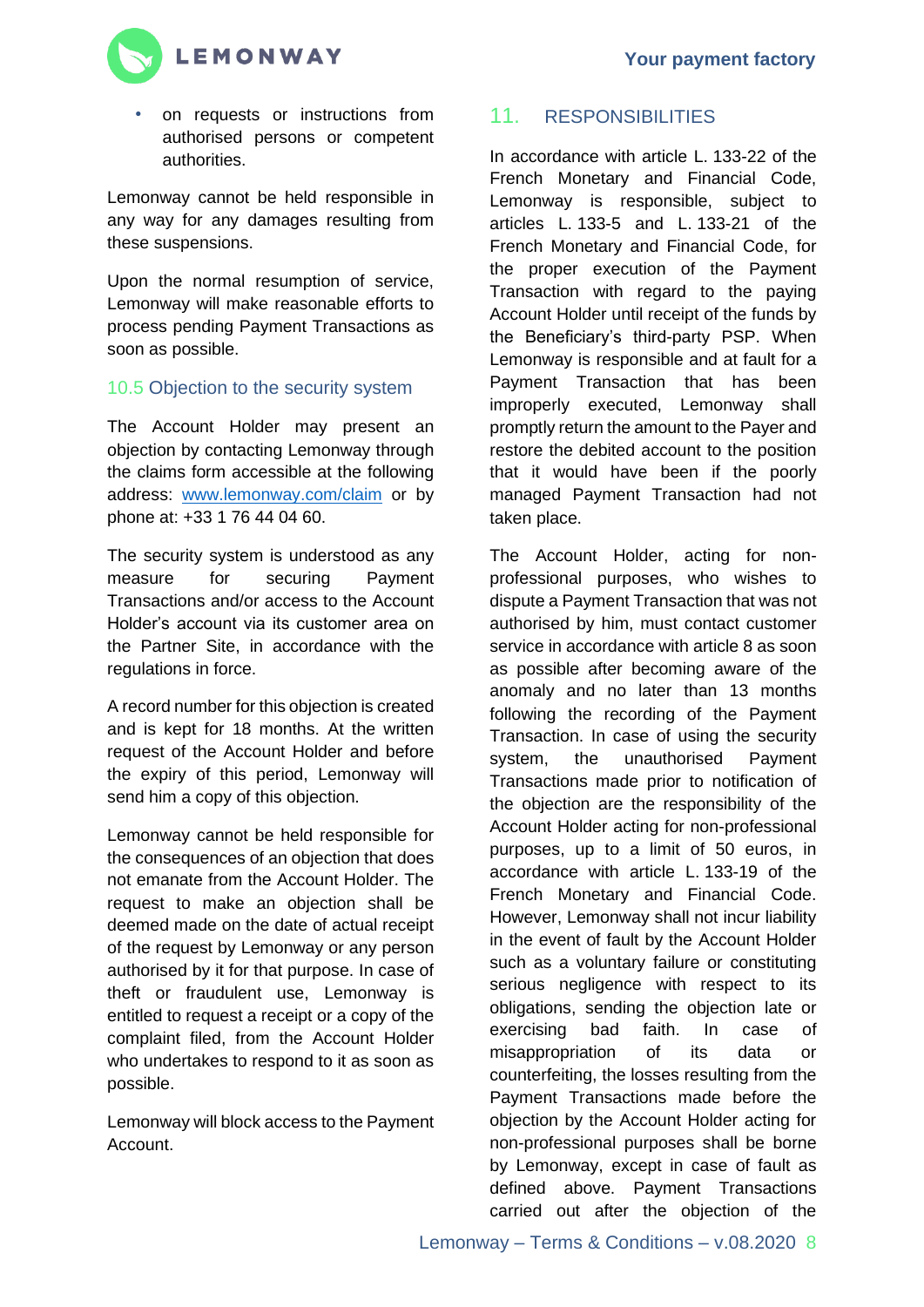- on requests or instructions from authorised persons or competent authorities.

Lemonway cannot be held responsible in any way for any damages resulting from these suspensions.

Upon the normal resumption of service, Lemonway will make reasonable efforts to process pending Payment Transactions as soon as possible.

### 10.5 Objection to the security system

The Account Holder may present an objection by contacting Lemonway through the claims form accessible at the following address: [www.lemonway.com/claim](www.lemonway.com/claim) or by phone at: +33 1 76 44 04 60.

The security system is understood as any measure for securing Payment Transactions and/or access to the Account Holder's account via its customer area on the Partner Site, in accordance with the regulations in force.

A record number for this objection is created and is kept for 18 months. At the written request of the Account Holder and before the expiry of this period, Lemonway will send him a copy of this objection.

Lemonway cannot be held responsible for the consequences of an objection that does not emanate from the Account Holder. The request to make an objection shall be deemed made on the date of actual receipt of the request by Lemonway or any person authorised by it for that purpose. In case of theft or fraudulent use, Lemonway is entitled to request a receipt or a copy of the complaint filed, from the Account Holder who undertakes to respond to it as soon as possible.

Lemonway will block access to the Payment Account.

## 11. RESPONSIBILITIES

In accordance with article L. 133-22 of the French Monetary and Financial Code, Lemonway is responsible, subject to articles L. 133-5 and L. 133-21 of the French Monetary and Financial Code, for the proper execution of the Payment Transaction with regard to the paying Account Holder until receipt of the funds by the Beneficiary's third-party PSP. When Lemonway is responsible and at fault for a Payment Transaction that has been improperly executed, Lemonway shall promptly return the amount to the Payer and restore the debited account to the position that it would have been if the poorly managed Payment Transaction had not taken place.

The Account Holder, acting for non-professional purposes, who wishes to dispute a Payment Transaction that was not authorised by him, must contact customer service in accordance with article 8 as soon as possible after becoming aware of the anomaly and no later than 13 months following the recording of the Payment Transaction. In case of using the security system, the unauthorised Payment Transactions made prior to notification of the objection are the responsibility of the Account Holder acting for non-professional purposes, up to a limit of 50 euros, in accordance with article L. 133-19 of the French Monetary and Financial Code. However, Lemonway shall not incur liability in the event of fault by the Account Holder such as a voluntary failure or constituting serious negligence with respect to its obligations, sending the objection late or exercising bad faith. In case of misappropriation of its data or counterfeiting, the losses resulting from the Payment Transactions made before the objection by the Account Holder acting for non-professional purposes shall be borne by Lemonway, except in case of fault as defined above. Payment Transactions carried out after the objection of the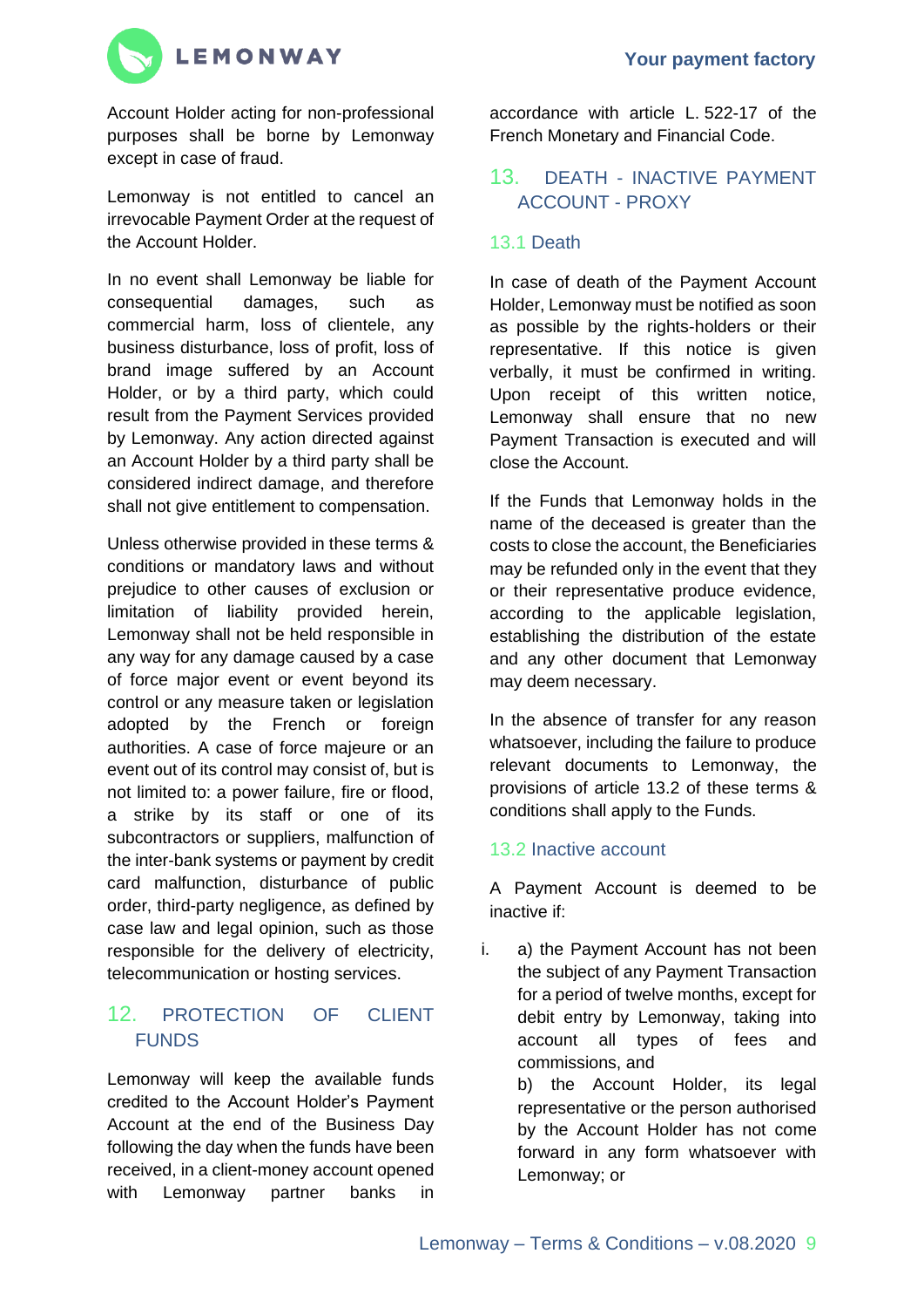Account Holder acting for non-professional purposes shall be borne by Lemonway except in case of fraud.

Lemonway is not entitled to cancel an irrevocable Payment Order at the request of the Account Holder.

In no event shall Lemonway be liable for consequential damages, such as commercial harm, loss of clientele, any business disturbance, loss of profit, loss of brand image suffered by an Account Holder, or by a third party, which could result from the Payment Services provided by Lemonway. Any action directed against an Account Holder by a third party shall be considered indirect damage, and therefore shall not give entitlement to compensation.

Unless otherwise provided in these terms & conditions or mandatory laws and without prejudice to other causes of exclusion or limitation of liability provided herein, Lemonway shall not be held responsible in any way for any damage caused by a case of force major event or event beyond its control or any measure taken or legislation adopted by the French or foreign authorities. A case of force majeure or an event out of its control may consist of, but is not limited to: a power failure, fire or flood, a strike by its staff or one of its subcontractors or suppliers, malfunction of the inter-bank systems or payment by credit card malfunction, disturbance of public order, third-party negligence, as defined by case law and legal opinion, such as those responsible for the delivery of electricity, telecommunication or hosting services.

## 12. PROTECTION OF CLIENT FUNDS

Lemonway will keep the available funds credited to the Account Holder's Payment Account at the end of the Business Day following the day when the funds have been received, in a client-money account opened with Lemonway partner banks in accordance with article L. 522-17 of the French Monetary and Financial Code.

## 13. DEATH - INACTIVE PAYMENT ACCOUNT - PROXY

### 13.1 Death

In case of death of the Payment Account Holder, Lemonway must be notified as soon as possible by the rights-holders or their representative. If this notice is given verbally, it must be confirmed in writing. Upon receipt of this written notice, Lemonway shall ensure that no new Payment Transaction is executed and will close the Account.

If the Funds that Lemonway holds in the name of the deceased is greater than the costs to close the account, the Beneficiaries may be refunded only in the event that they or their representative produce evidence, according to the applicable legislation, establishing the distribution of the estate and any other document that Lemonway may deem necessary.

In the absence of transfer for any reason whatsoever, including the failure to produce relevant documents to Lemonway, the provisions of article 13.2 of these terms & conditions shall apply to the Funds.

### 13.2 Inactive account

A Payment Account is deemed to be inactive if:

i. a) the Payment Account has not been the subject of any Payment Transaction for a period of twelve months, except for debit entry by Lemonway, taking into account all types of fees and commissions, and
b) the Account Holder, its legal representative or the person authorised by the Account Holder has not come forward in any form whatsoever with Lemonway; or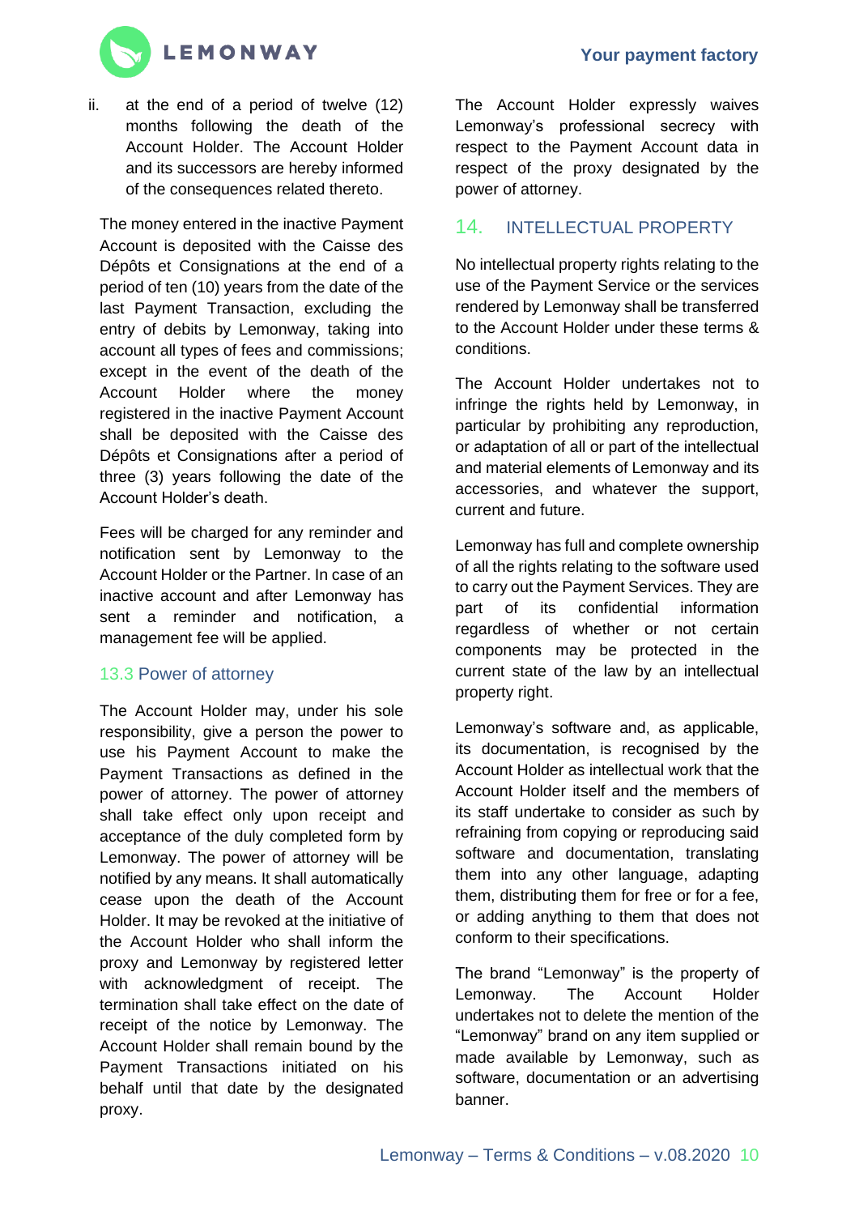ii. at the end of a period of twelve (12) months following the death of the Account Holder. The Account Holder and its successors are hereby informed of the consequences related thereto.

The money entered in the inactive Payment Account is deposited with the Caisse des Dépôts et Consignations at the end of a period of ten (10) years from the date of the last Payment Transaction, excluding the entry of debits by Lemonway, taking into account all types of fees and commissions; except in the event of the death of the Account Holder where the money registered in the inactive Payment Account shall be deposited with the Caisse des Dépôts et Consignations after a period of three (3) years following the date of the Account Holder's death.

Fees will be charged for any reminder and notification sent by Lemonway to the Account Holder or the Partner. In case of an inactive account and after Lemonway has sent a reminder and notification, a management fee will be applied.

### 13.3 Power of attorney

The Account Holder may, under his sole responsibility, give a person the power to use his Payment Account to make the Payment Transactions as defined in the power of attorney. The power of attorney shall take effect only upon receipt and acceptance of the duly completed form by Lemonway. The power of attorney will be notified by any means. It shall automatically cease upon the death of the Account Holder. It may be revoked at the initiative of the Account Holder who shall inform the proxy and Lemonway by registered letter with acknowledgment of receipt. The termination shall take effect on the date of receipt of the notice by Lemonway. The Account Holder shall remain bound by the Payment Transactions initiated on his behalf until that date by the designated proxy.

The Account Holder expressly waives Lemonway's professional secrecy with respect to the Payment Account data in respect of the proxy designated by the power of attorney.

## 14. INTELLECTUAL PROPERTY

No intellectual property rights relating to the use of the Payment Service or the services rendered by Lemonway shall be transferred to the Account Holder under these terms & conditions.

The Account Holder undertakes not to infringe the rights held by Lemonway, in particular by prohibiting any reproduction, or adaptation of all or part of the intellectual and material elements of Lemonway and its accessories, and whatever the support, current and future.

Lemonway has full and complete ownership of all the rights relating to the software used to carry out the Payment Services. They are part of its confidential information regardless of whether or not certain components may be protected in the current state of the law by an intellectual property right.

Lemonway's software and, as applicable, its documentation, is recognised by the Account Holder as intellectual work that the Account Holder itself and the members of its staff undertake to consider as such by refraining from copying or reproducing said software and documentation, translating them into any other language, adapting them, distributing them for free or for a fee, or adding anything to them that does not conform to their specifications.

The brand "Lemonway" is the property of Lemonway. The Account Holder undertakes not to delete the mention of the "Lemonway" brand on any item supplied or made available by Lemonway, such as software, documentation or an advertising banner.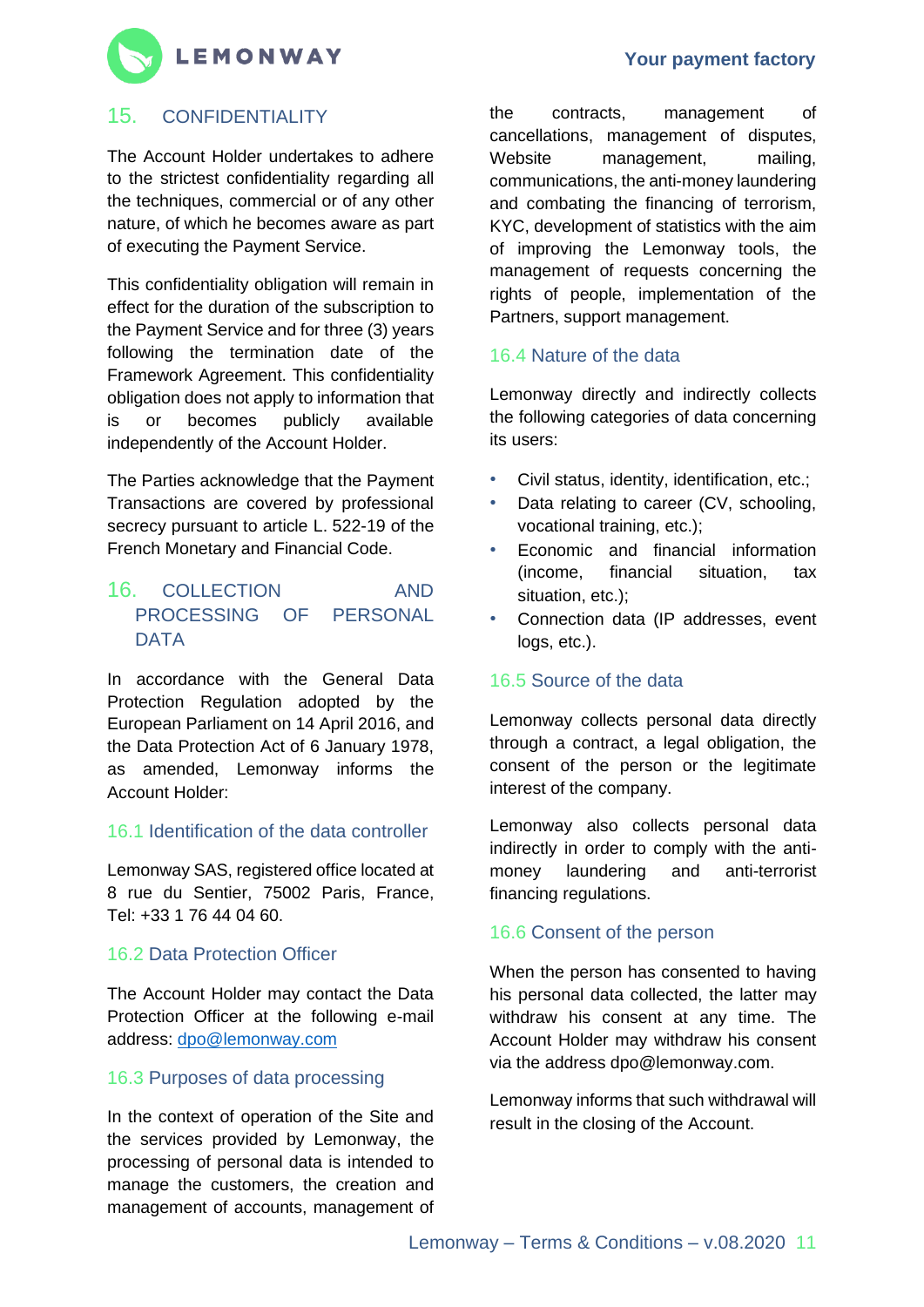## 15. CONFIDENTIALITY

The Account Holder undertakes to adhere to the strictest confidentiality regarding all the techniques, commercial or of any other nature, of which he becomes aware as part of executing the Payment Service.

This confidentiality obligation will remain in effect for the duration of the subscription to the Payment Service and for three (3) years following the termination date of the Framework Agreement. This confidentiality obligation does not apply to information that is or becomes publicly available independently of the Account Holder.

The Parties acknowledge that the Payment Transactions are covered by professional secrecy pursuant to article L. 522-19 of the French Monetary and Financial Code.

## 16. COLLECTION AND PROCESSING OF PERSONAL DATA

In accordance with the General Data Protection Regulation adopted by the European Parliament on 14 April 2016, and the Data Protection Act of 6 January 1978, as amended, Lemonway informs the Account Holder:

### 16.1 Identification of the data controller

Lemonway SAS, registered office located at 8 rue du Sentier, 75002 Paris, France, Tel: +33 1 76 44 04 60.

### 16.2 Data Protection Officer

The Account Holder may contact the Data Protection Officer at the following e-mail address: dpo@lemonway.com

### 16.3 Purposes of data processing

In the context of operation of the Site and the services provided by Lemonway, the processing of personal data is intended to manage the customers, the creation and management of accounts, management of the contracts, management of cancellations, management of disputes, Website management, mailing, communications, the anti-money laundering and combating the financing of terrorism, KYC, development of statistics with the aim of improving the Lemonway tools, the management of requests concerning the rights of people, implementation of the Partners, support management.

### 16.4 Nature of the data

Lemonway directly and indirectly collects the following categories of data concerning its users:

- Civil status, identity, identification, etc.;
- Data relating to career (CV, schooling, vocational training, etc.);
- Economic and financial information (income, financial situation, tax situation, etc.);
- Connection data (IP addresses, event logs, etc.).

### 16.5 Source of the data

Lemonway collects personal data directly through a contract, a legal obligation, the consent of the person or the legitimate interest of the company.

Lemonway also collects personal data indirectly in order to comply with the anti-money laundering and anti-terrorist financing regulations.

### 16.6 Consent of the person

When the person has consented to having his personal data collected, the latter may withdraw his consent at any time. The Account Holder may withdraw his consent via the address dpo@lemonway.com.

Lemonway informs that such withdrawal will result in the closing of the Account.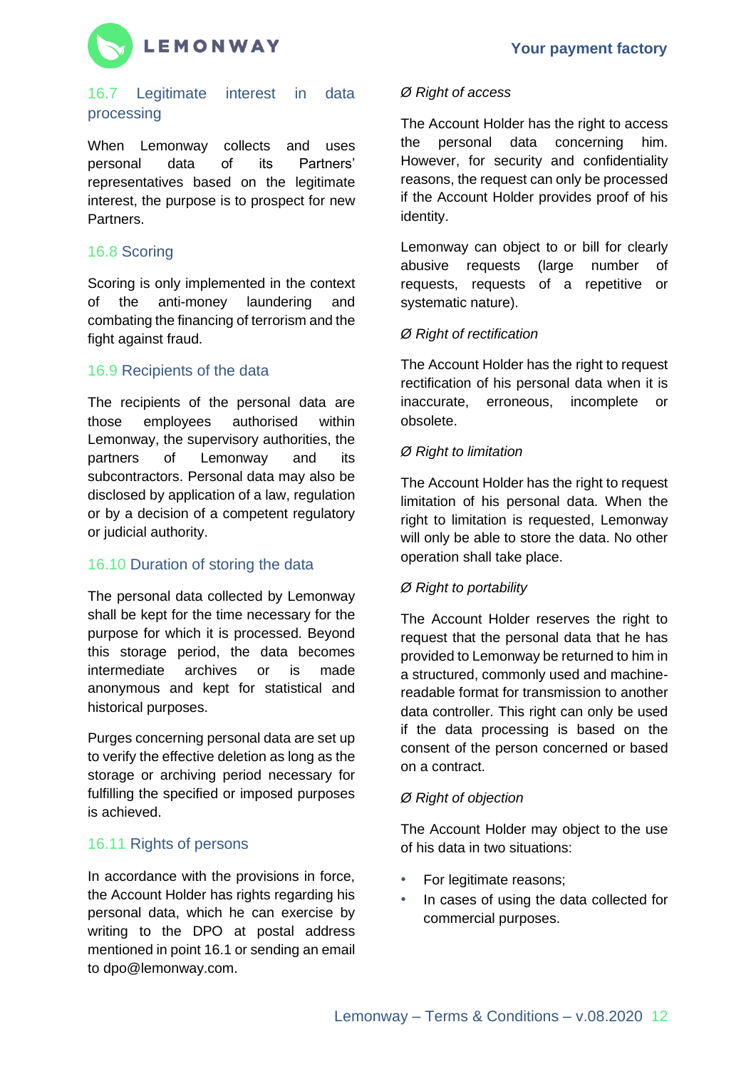## 16.7 Legitimate interest in data processing

When Lemonway collects and uses personal data of its Partners' representatives based on the legitimate interest, the purpose is to prospect for new Partners.

## 16.8 Scoring

Scoring is only implemented in the context of the anti-money laundering and combating the financing of terrorism and the fight against fraud.

## 16.9 Recipients of the data

The recipients of the personal data are those employees authorised within Lemonway, the supervisory authorities, the partners of Lemonway and its subcontractors. Personal data may also be disclosed by application of a law, regulation or by a decision of a competent regulatory or judicial authority.

## 16.10 Duration of storing the data

The personal data collected by Lemonway shall be kept for the time necessary for the purpose for which it is processed. Beyond this storage period, the data becomes intermediate archives or is made anonymous and kept for statistical and historical purposes.

Purges concerning personal data are set up to verify the effective deletion as long as the storage or archiving period necessary for fulfilling the specified or imposed purposes is achieved.

## 16.11 Rights of persons

In accordance with the provisions in force, the Account Holder has rights regarding his personal data, which he can exercise by writing to the DPO at postal address mentioned in point 16.1 or sending an email to dpo@lemonway.com.

*Ø Right of access*

The Account Holder has the right to access the personal data concerning him. However, for security and confidentiality reasons, the request can only be processed if the Account Holder provides proof of his identity.

Lemonway can object to or bill for clearly abusive requests (large number of requests, requests of a repetitive or systematic nature).

*Ø Right of rectification*

The Account Holder has the right to request rectification of his personal data when it is inaccurate, erroneous, incomplete or obsolete.

*Ø Right to limitation*

The Account Holder has the right to request limitation of his personal data. When the right to limitation is requested, Lemonway will only be able to store the data. No other operation shall take place.

*Ø Right to portability*

The Account Holder reserves the right to request that the personal data that he has provided to Lemonway be returned to him in a structured, commonly used and machine-readable format for transmission to another data controller. This right can only be used if the data processing is based on the consent of the person concerned or based on a contract.

*Ø Right of objection*

The Account Holder may object to the use of his data in two situations:

- For legitimate reasons;
- In cases of using the data collected for commercial purposes.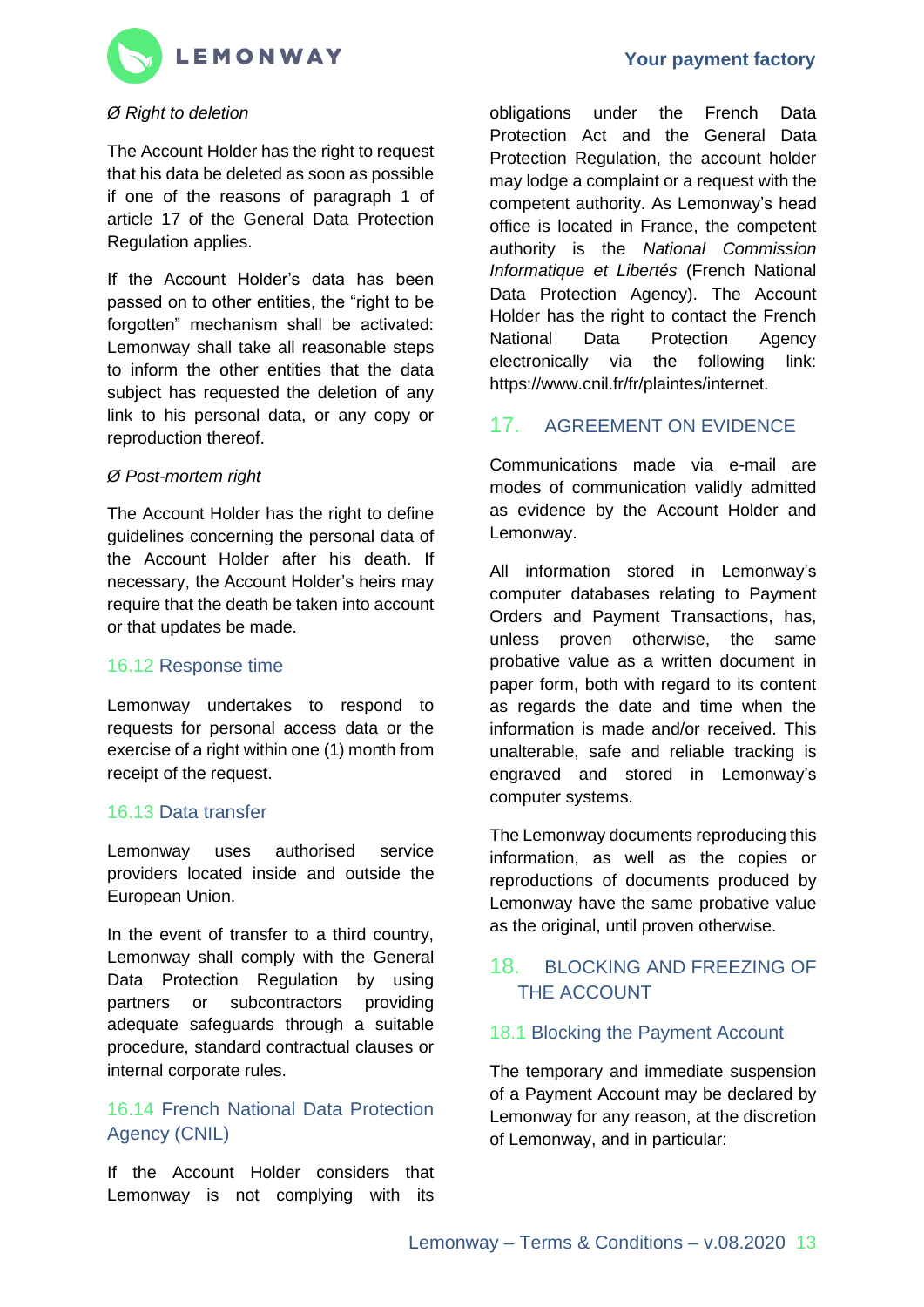*Ø Right to deletion*

The Account Holder has the right to request that his data be deleted as soon as possible if one of the reasons of paragraph 1 of article 17 of the General Data Protection Regulation applies.

If the Account Holder's data has been passed on to other entities, the "right to be forgotten" mechanism shall be activated: Lemonway shall take all reasonable steps to inform the other entities that the data subject has requested the deletion of any link to his personal data, or any copy or reproduction thereof.

*Ø Post-mortem right*

The Account Holder has the right to define guidelines concerning the personal data of the Account Holder after his death. If necessary, the Account Holder's heirs may require that the death be taken into account or that updates be made.

### 16.12 Response time

Lemonway undertakes to respond to requests for personal access data or the exercise of a right within one (1) month from receipt of the request.

### 16.13 Data transfer

Lemonway uses authorised service providers located inside and outside the European Union.

In the event of transfer to a third country, Lemonway shall comply with the General Data Protection Regulation by using partners or subcontractors providing adequate safeguards through a suitable procedure, standard contractual clauses or internal corporate rules.

### 16.14 French National Data Protection Agency (CNIL)

If the Account Holder considers that Lemonway is not complying with its obligations under the French Data Protection Act and the General Data Protection Regulation, the account holder may lodge a complaint or a request with the competent authority. As Lemonway's head office is located in France, the competent authority is the *National Commission Informatique et Libertés* (French National Data Protection Agency). The Account Holder has the right to contact the French National Data Protection Agency electronically via the following link: https://www.cnil.fr/fr/plaintes/internet.

## 17. AGREEMENT ON EVIDENCE

Communications made via e-mail are modes of communication validly admitted as evidence by the Account Holder and Lemonway.

All information stored in Lemonway's computer databases relating to Payment Orders and Payment Transactions, has, unless proven otherwise, the same probative value as a written document in paper form, both with regard to its content as regards the date and time when the information is made and/or received. This unalterable, safe and reliable tracking is engraved and stored in Lemonway's computer systems.

The Lemonway documents reproducing this information, as well as the copies or reproductions of documents produced by Lemonway have the same probative value as the original, until proven otherwise.

## 18. BLOCKING AND FREEZING OF THE ACCOUNT

### 18.1 Blocking the Payment Account

The temporary and immediate suspension of a Payment Account may be declared by Lemonway for any reason, at the discretion of Lemonway, and in particular: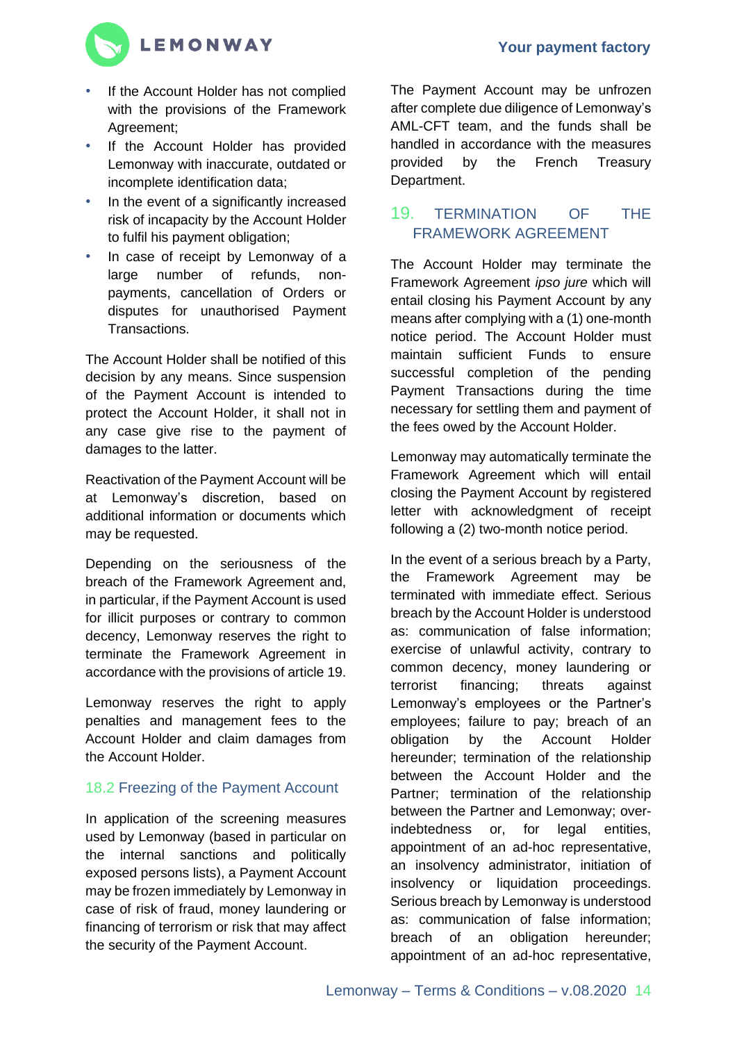- If the Account Holder has not complied with the provisions of the Framework Agreement;
- If the Account Holder has provided Lemonway with inaccurate, outdated or incomplete identification data;
- In the event of a significantly increased risk of incapacity by the Account Holder to fulfil his payment obligation;
- In case of receipt by Lemonway of a large number of refunds, non-payments, cancellation of Orders or disputes for unauthorised Payment Transactions.

The Account Holder shall be notified of this decision by any means. Since suspension of the Payment Account is intended to protect the Account Holder, it shall not in any case give rise to the payment of damages to the latter.

Reactivation of the Payment Account will be at Lemonway's discretion, based on additional information or documents which may be requested.

Depending on the seriousness of the breach of the Framework Agreement and, in particular, if the Payment Account is used for illicit purposes or contrary to common decency, Lemonway reserves the right to terminate the Framework Agreement in accordance with the provisions of article 19.

Lemonway reserves the right to apply penalties and management fees to the Account Holder and claim damages from the Account Holder.

### 18.2 Freezing of the Payment Account

In application of the screening measures used by Lemonway (based in particular on the internal sanctions and politically exposed persons lists), a Payment Account may be frozen immediately by Lemonway in case of risk of fraud, money laundering or financing of terrorism or risk that may affect the security of the Payment Account.

The Payment Account may be unfrozen after complete due diligence of Lemonway's AML-CFT team, and the funds shall be handled in accordance with the measures provided by the French Treasury Department.

## 19. TERMINATION OF THE FRAMEWORK AGREEMENT

The Account Holder may terminate the Framework Agreement *ipso jure* which will entail closing his Payment Account by any means after complying with a (1) one-month notice period. The Account Holder must maintain sufficient Funds to ensure successful completion of the pending Payment Transactions during the time necessary for settling them and payment of the fees owed by the Account Holder.

Lemonway may automatically terminate the Framework Agreement which will entail closing the Payment Account by registered letter with acknowledgment of receipt following a (2) two-month notice period.

In the event of a serious breach by a Party, the Framework Agreement may be terminated with immediate effect. Serious breach by the Account Holder is understood as: communication of false information; exercise of unlawful activity, contrary to common decency, money laundering or terrorist financing; threats against Lemonway's employees or the Partner's employees; failure to pay; breach of an obligation by the Account Holder hereunder; termination of the relationship between the Account Holder and the Partner; termination of the relationship between the Partner and Lemonway; over-indebtedness or, for legal entities, appointment of an ad-hoc representative, an insolvency administrator, initiation of insolvency or liquidation proceedings. Serious breach by Lemonway is understood as: communication of false information; breach of an obligation hereunder; appointment of an ad-hoc representative,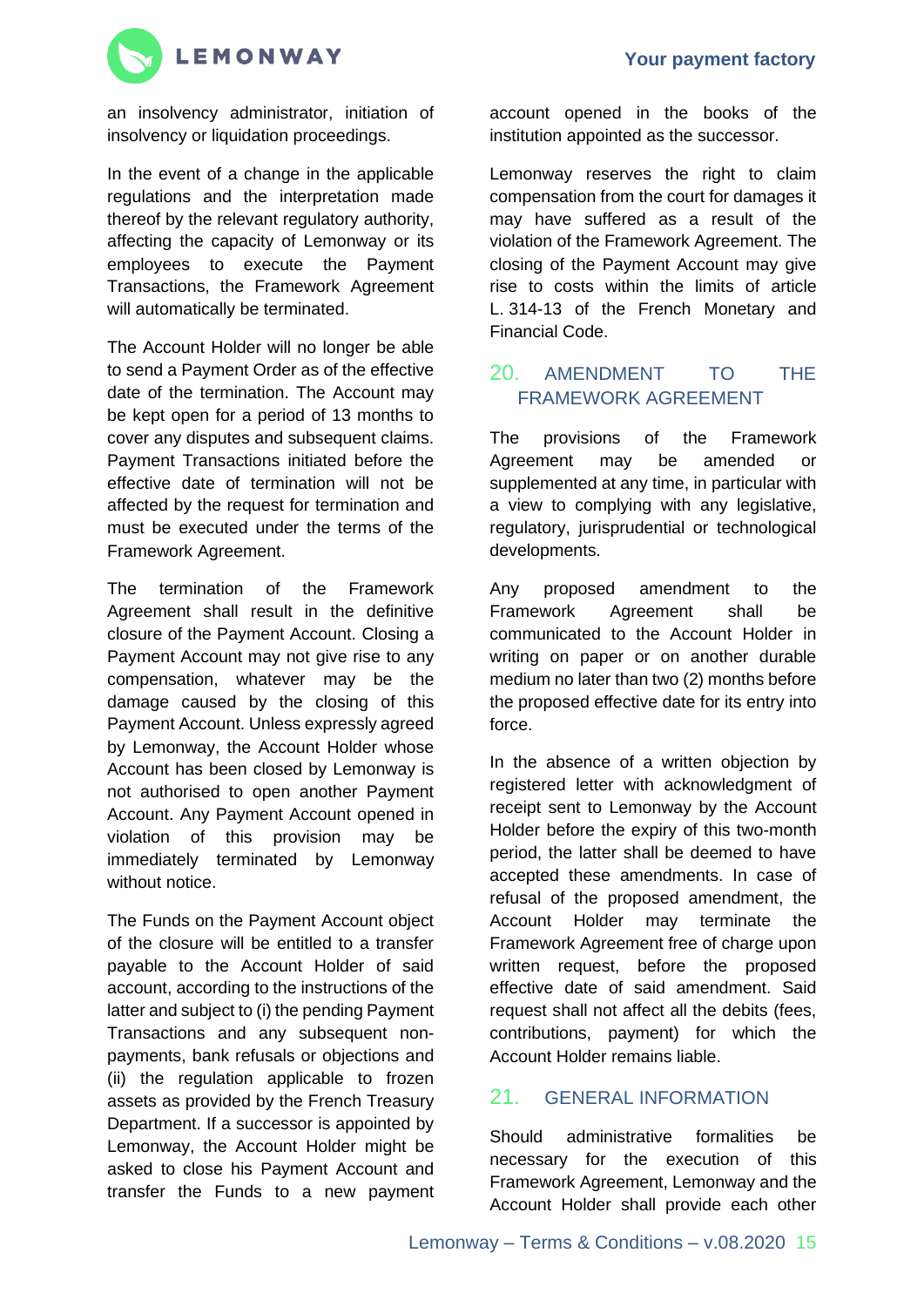an insolvency administrator, initiation of insolvency or liquidation proceedings.

In the event of a change in the applicable regulations and the interpretation made thereof by the relevant regulatory authority, affecting the capacity of Lemonway or its employees to execute the Payment Transactions, the Framework Agreement will automatically be terminated.

The Account Holder will no longer be able to send a Payment Order as of the effective date of the termination. The Account may be kept open for a period of 13 months to cover any disputes and subsequent claims. Payment Transactions initiated before the effective date of termination will not be affected by the request for termination and must be executed under the terms of the Framework Agreement.

The termination of the Framework Agreement shall result in the definitive closure of the Payment Account. Closing a Payment Account may not give rise to any compensation, whatever may be the damage caused by the closing of this Payment Account. Unless expressly agreed by Lemonway, the Account Holder whose Account has been closed by Lemonway is not authorised to open another Payment Account. Any Payment Account opened in violation of this provision may be immediately terminated by Lemonway without notice.

The Funds on the Payment Account object of the closure will be entitled to a transfer payable to the Account Holder of said account, according to the instructions of the latter and subject to (i) the pending Payment Transactions and any subsequent non-payments, bank refusals or objections and (ii) the regulation applicable to frozen assets as provided by the French Treasury Department. If a successor is appointed by Lemonway, the Account Holder might be asked to close his Payment Account and transfer the Funds to a new payment account opened in the books of the institution appointed as the successor.

Lemonway reserves the right to claim compensation from the court for damages it may have suffered as a result of the violation of the Framework Agreement. The closing of the Payment Account may give rise to costs within the limits of article L. 314-13 of the French Monetary and Financial Code.

## 20. AMENDMENT TO THE FRAMEWORK AGREEMENT

The provisions of the Framework Agreement may be amended or supplemented at any time, in particular with a view to complying with any legislative, regulatory, jurisprudential or technological developments.

Any proposed amendment to the Framework Agreement shall be communicated to the Account Holder in writing on paper or on another durable medium no later than two (2) months before the proposed effective date for its entry into force.

In the absence of a written objection by registered letter with acknowledgment of receipt sent to Lemonway by the Account Holder before the expiry of this two-month period, the latter shall be deemed to have accepted these amendments. In case of refusal of the proposed amendment, the Account Holder may terminate the Framework Agreement free of charge upon written request, before the proposed effective date of said amendment. Said request shall not affect all the debits (fees, contributions, payment) for which the Account Holder remains liable.

## 21. GENERAL INFORMATION

Should administrative formalities be necessary for the execution of this Framework Agreement, Lemonway and the Account Holder shall provide each other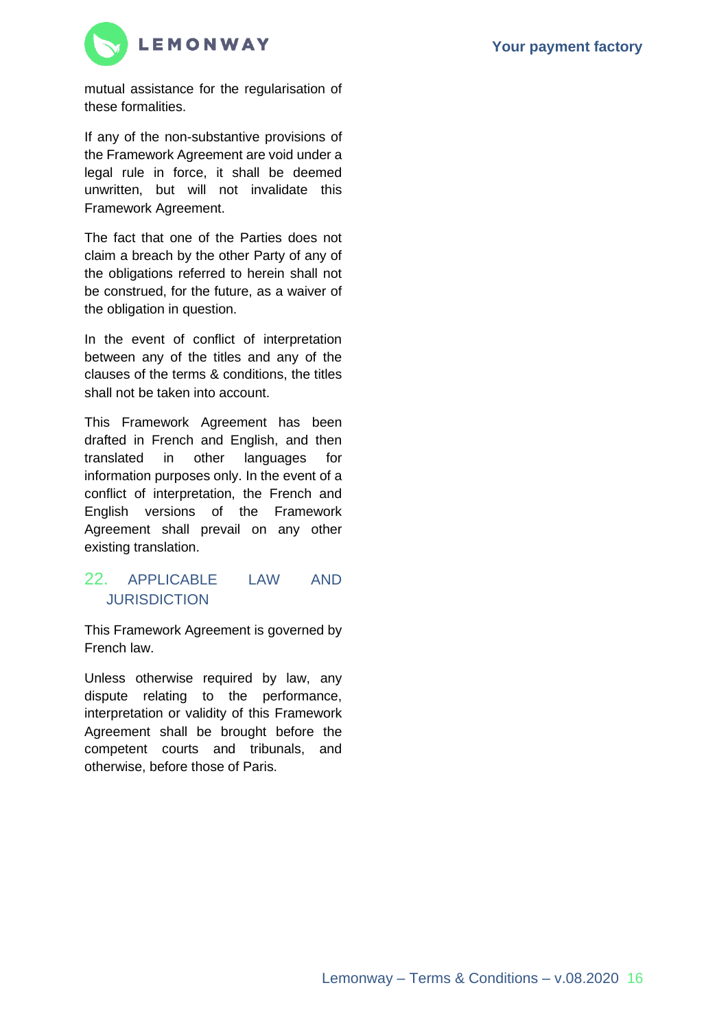mutual assistance for the regularisation of these formalities.

If any of the non-substantive provisions of the Framework Agreement are void under a legal rule in force, it shall be deemed unwritten, but will not invalidate this Framework Agreement.

The fact that one of the Parties does not claim a breach by the other Party of any of the obligations referred to herein shall not be construed, for the future, as a waiver of the obligation in question.

In the event of conflict of interpretation between any of the titles and any of the clauses of the terms & conditions, the titles shall not be taken into account.

This Framework Agreement has been drafted in French and English, and then translated in other languages for information purposes only. In the event of a conflict of interpretation, the French and English versions of the Framework Agreement shall prevail on any other existing translation.

## 22. APPLICABLE LAW AND JURISDICTION

This Framework Agreement is governed by French law.

Unless otherwise required by law, any dispute relating to the performance, interpretation or validity of this Framework Agreement shall be brought before the competent courts and tribunals, and otherwise, before those of Paris.